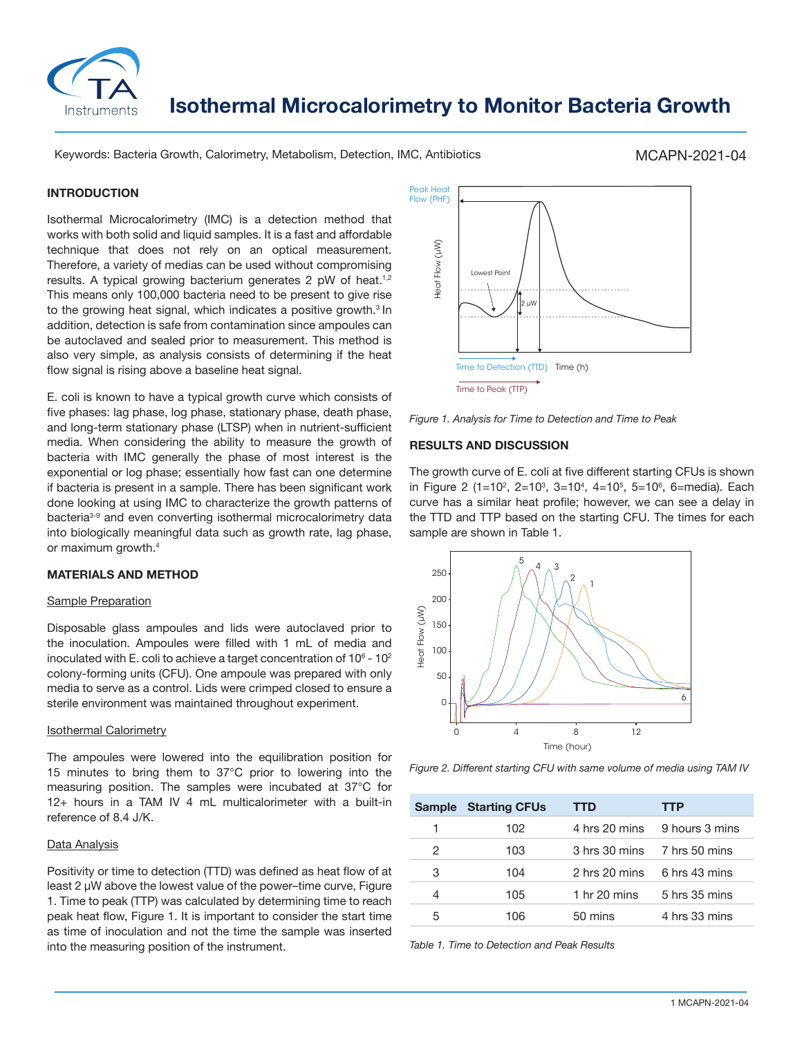# Isothermal Microcalorimetry to Monitor Bacteria Growth

Keywords: Bacteria Growth, Calorimetry, Metabolism, Detection, IMC, Antibiotics

MCAPN-2021-04

## INTRODUCTION

Isothermal Microcalorimetry (IMC) is a detection method that works with both solid and liquid samples. It is a fast and affordable technique that does not rely on an optical measurement. Therefore, a variety of medias can be used without compromising results. A typical growing bacterium generates 2 pW of heat.[1,2] This means only 100,000 bacteria need to be present to give rise to the growing heat signal, which indicates a positive growth.[3] In addition, detection is safe from contamination since ampoules can be autoclaved and sealed prior to measurement. This method is also very simple, as analysis consists of determining if the heat flow signal is rising above a baseline heat signal.

E. coli is known to have a typical growth curve which consists of five phases: lag phase, log phase, stationary phase, death phase, and long-term stationary phase (LTSP) when in nutrient-sufficient media. When considering the ability to measure the growth of bacteria with IMC generally the phase of most interest is the exponential or log phase; essentially how fast can one determine if bacteria is present in a sample. There has been significant work done looking at using IMC to characterize the growth patterns of bacteria[3-9] and even converting isothermal microcalorimetry data into biologically meaningful data such as growth rate, lag phase, or maximum growth.[4]

## MATERIALS AND METHOD

### Sample Preparation

Disposable glass ampoules and lids were autoclaved prior to the inoculation. Ampoules were filled with 1 mL of media and inoculated with E. coli to achieve a target concentration of $10^6$ - $10^2$ colony-forming units (CFU). One ampoule was prepared with only media to serve as a control. Lids were crimped closed to ensure a sterile environment was maintained throughout experiment.

### Isothermal Calorimetry

The ampoules were lowered into the equilibration position for 15 minutes to bring them to 37°C prior to lowering into the measuring position. The samples were incubated at 37°C for 12+ hours in a TAM IV 4 mL multicalorimeter with a built-in reference of 8.4 J/K.

### Data Analysis

Positivity or time to detection (TTD) was defined as heat flow of at least 2 μW above the lowest value of the power–time curve, Figure 1. Time to peak (TTP) was calculated by determining time to reach peak heat flow, Figure 1. It is important to consider the start time as time of inoculation and not the time the sample was inserted into the measuring position of the instrument.

*Figure 1. Analysis for Time to Detection and Time to Peak*

## RESULTS AND DISCUSSION

The growth curve of E. coli at five different starting CFUs is shown in Figure 2 (1=$10^2$, 2=$10^3$, 3=$10^4$, 4=$10^5$, 5=$10^6$, 6=media). Each curve has a similar heat profile; however, we can see a delay in the TTD and TTP based on the starting CFU. The times for each sample are shown in Table 1.

*Figure 2. Different starting CFU with same volume of media using TAM IV*

| Sample | Starting CFUs | TTD | TTP |
|---|---|---|---|
| 1 | 102 | 4 hrs 20 mins | 9 hours 3 mins |
| 2 | 103 | 3 hrs 30 mins | 7 hrs 50 mins |
| 3 | 104 | 2 hrs 20 mins | 6 hrs 43 mins |
| 4 | 105 | 1 hr 20 mins | 5 hrs 35 mins |
| 5 | 106 | 50 mins | 4 hrs 33 mins |

*Table 1. Time to Detection and Peak Results*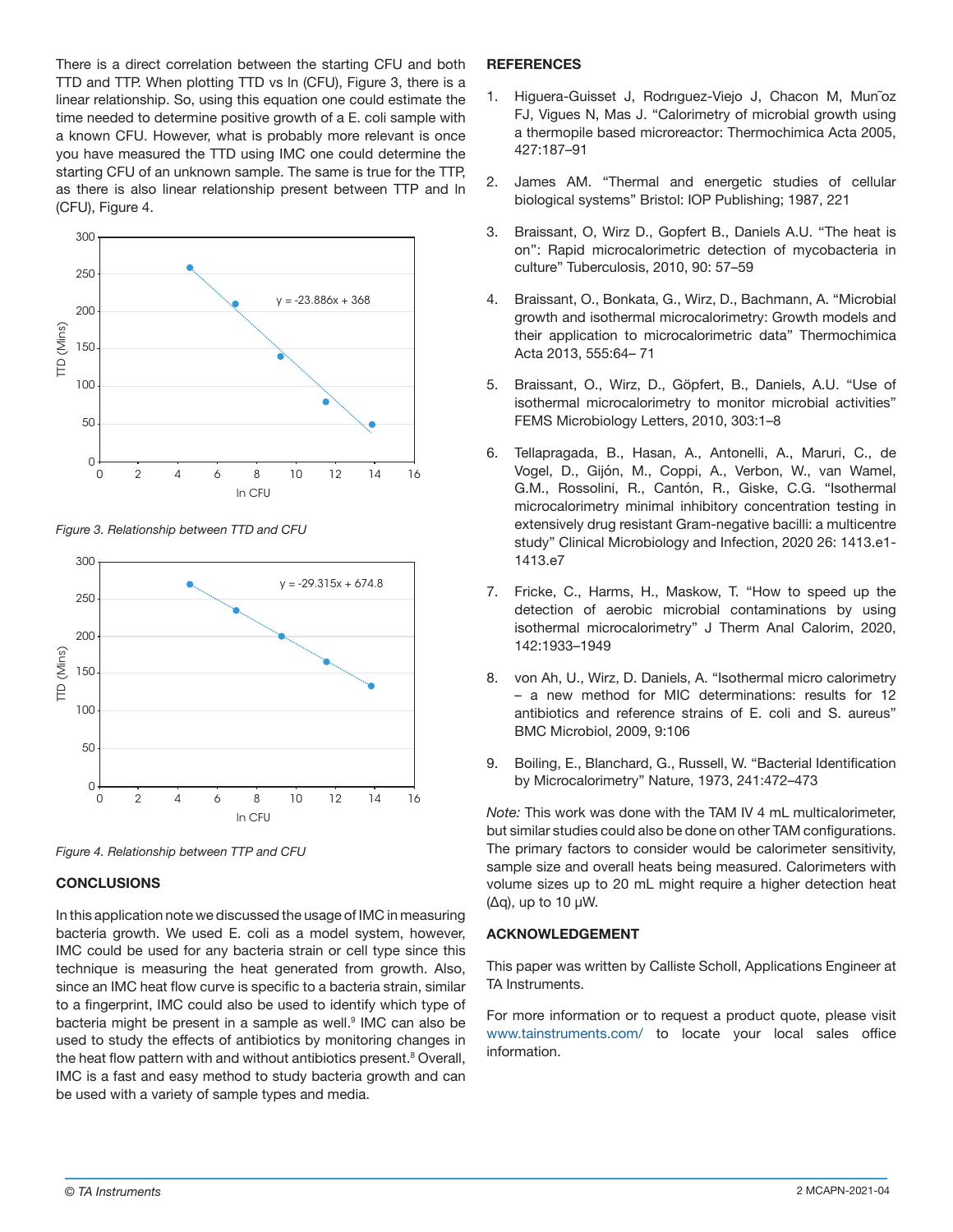There is a direct correlation between the starting CFU and both TTD and TTP. When plotting TTD vs ln (CFU), Figure 3, there is a linear relationship. So, using this equation one could estimate the time needed to determine positive growth of a E. coli sample with a known CFU. However, what is probably more relevant is once you have measured the TTD using IMC one could determine the starting CFU of an unknown sample. The same is true for the TTP, as there is also linear relationship present between TTP and ln (CFU), Figure 4.

TTD (Mins)
300
250
200
150
100
50
0
0 2 4 6 8 10 12 14 16
ln CFU
y = -23.886x + 368

*Figure 3. Relationship between TTD and CFU*

TTD (Mins)
300
250
200
150
100
50
0
0 2 4 6 8 10 12 14 16
ln CFU
y = -29.315x + 674.8

*Figure 4. Relationship between TTP and CFU*

## CONCLUSIONS

In this application note we discussed the usage of IMC in measuring bacteria growth. We used E. coli as a model system, however, IMC could be used for any bacteria strain or cell type since this technique is measuring the heat generated from growth. Also, since an IMC heat flow curve is specific to a bacteria strain, similar to a fingerprint, IMC could also be used to identify which type of bacteria might be present in a sample as well.[9] IMC can also be used to study the effects of antibiotics by monitoring changes in the heat flow pattern with and without antibiotics present.[8] Overall, IMC is a fast and easy method to study bacteria growth and can be used with a variety of sample types and media.

## REFERENCES

1. Higuera-Guisset J, Rodrıguez-Viejo J, Chacon M, Mun˜oz FJ, Vigues N, Mas J. "Calorimetry of microbial growth using a thermopile based microreactor: Thermochimica Acta 2005, 427:187–91
2. James AM. "Thermal and energetic studies of cellular biological systems" Bristol: IOP Publishing; 1987, 221
3. Braissant, O, Wirz D., Gopfert B., Daniels A.U. "The heat is on": Rapid microcalorimetric detection of mycobacteria in culture" Tuberculosis, 2010, 90: 57–59
4. Braissant, O., Bonkata, G., Wirz, D., Bachmann, A. "Microbial growth and isothermal microcalorimetry: Growth models and their application to microcalorimetric data" Thermochimica Acta 2013, 555:64– 71
5. Braissant, O., Wirz, D., Göpfert, B., Daniels, A.U. "Use of isothermal microcalorimetry to monitor microbial activities" FEMS Microbiology Letters, 2010, 303:1–8
6. Tellapragada, B., Hasan, A., Antonelli, A., Maruri, C., de Vogel, D., Gijón, M., Coppi, A., Verbon, W., van Wamel, G.M., Rossolini, R., Cantón, R., Giske, C.G. "Isothermal microcalorimetry minimal inhibitory concentration testing in extensively drug resistant Gram-negative bacilli: a multicentre study" Clinical Microbiology and Infection, 2020 26: 1413.e1-1413.e7
7. Fricke, C., Harms, H., Maskow, T. "How to speed up the detection of aerobic microbial contaminations by using isothermal microcalorimetry" J Therm Anal Calorim, 2020, 142:1933–1949
8. von Ah, U., Wirz, D. Daniels, A. "Isothermal micro calorimetry – a new method for MIC determinations: results for 12 antibiotics and reference strains of E. coli and S. aureus" BMC Microbiol, 2009, 9:106
9. Boiling, E., Blanchard, G., Russell, W. "Bacterial Identification by Microcalorimetry" Nature, 1973, 241:472–473

*Note:* This work was done with the TAM IV 4 mL multicalorimeter, but similar studies could also be done on other TAM configurations. The primary factors to consider would be calorimeter sensitivity, sample size and overall heats being measured. Calorimeters with volume sizes up to 20 mL might require a higher detection heat ($\Delta q$), up to 10 µW.

## ACKNOWLEDGEMENT

This paper was written by Calliste Scholl, Applications Engineer at TA Instruments.

For more information or to request a product quote, please visit www.tainstruments.com/ to locate your local sales office information.

*© TA Instruments* 2 MCAPN-2021-04